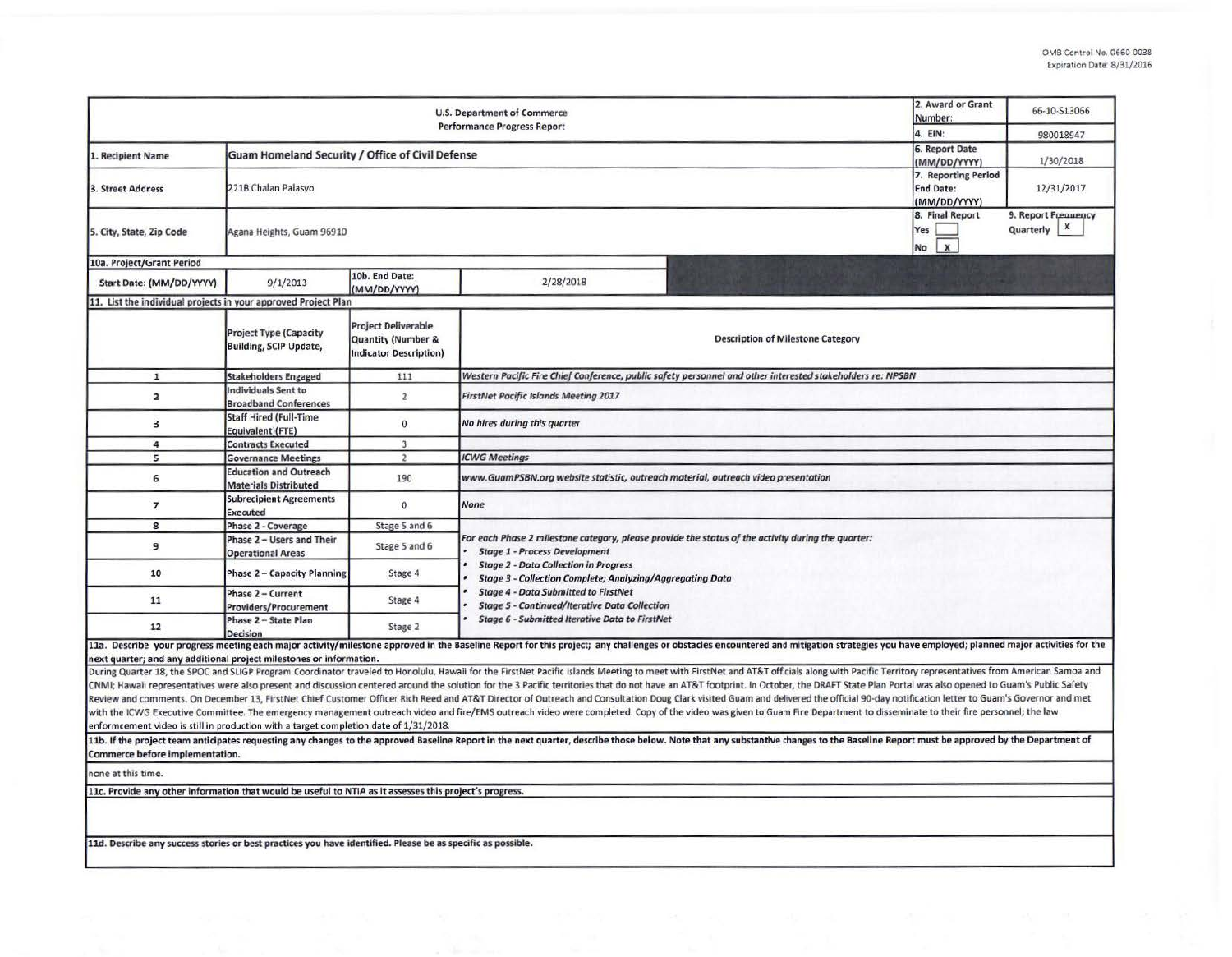OMB Control No. 0660-0038
Expiration Date: 8/31/2016

| U.S. Department of Commerce Performance Progress Report | | | | 2. Award or Grant Number: | 66-10-S13066 |
|---|---|---|---|---|---|
| | | | | 4. EIN: | 980018947 |
| 1. Recipient Name | Guam Homeland Security / Office of Civil Defense | | | 6. Report Date (MM/DD/YYYY) | 1/30/2018 |
| 3. Street Address | 221B Chalan Palasyo | | | 7. Reporting Period End Date: (MM/DD/YYYY) | 12/31/2017 |
| 5. City, State, Zip Code | Agana Heights, Guam 96910 | | | 8. Final Report Yes [ ] No [x] | 9. Report Frequency Quarterly [x] |
| 10a. Project/Grant Period | | | | | |
| Start Date: (MM/DD/YYYY) | 9/1/2013 | 10b. End Date: (MM/DD/YYYY) | 2/28/2018 | | |

**11. List the individual projects in your approved Project Plan**

| | Project Type (Capacity Building, SCIP Update, | Project Deliverable Quantity (Number & Indicator Description) | Description of Milestone Category |
|---|---|---|---|
| 1 | Stakeholders Engaged | 111 | *Western Pacific Fire Chief Conference, public safety personnel and other interested stakeholders re: NPSBN* |
| 2 | Individuals Sent to Broadband Conferences | 2 | *FirstNet Pacific Islands Meeting 2017* |
| 3 | Staff Hired (Full-Time Equivalent)(FTE) | 0 | *No hires during this quarter* |
| 4 | Contracts Executed | 3 | |
| 5 | Governance Meetings | 2 | *ICWG Meetings* |
| 6 | Education and Outreach Materials Distributed | 190 | *www.GuamPSBN.org website statistic, outreach material, outreach video presentation* |
| 7 | Subrecipient Agreements Executed | 0 | *None* |
| 8 | Phase 2 - Coverage | Stage 5 and 6 | *For each Phase 2 milestone category, please provide the status of the activity during the quarter:*<br>• *Stage 1 - Process Development*<br>• *Stage 2 - Data Collection in Progress*<br>• *Stage 3 - Collection Complete; Analyzing/Aggregating Data*<br>• *Stage 4 - Data Submitted to FirstNet*<br>• *Stage 5 - Continued/Iterative Data Collection*<br>• *Stage 6 - Submitted Iterative Data to FirstNet* |
| 9 | Phase 2 – Users and Their Operational Areas | Stage 5 and 6 | |
| 10 | Phase 2 – Capacity Planning | Stage 4 | |
| 11 | Phase 2 – Current Providers/Procurement | Stage 4 | |
| 12 | Phase 2 – State Plan Decision | Stage 2 | |

**11a. Describe your progress meeting each major activity/milestone approved in the Baseline Report for this project; any challenges or obstacles encountered and mitigation strategies you have employed; planned major activities for the next quarter; and any additional project milestones or information.**

During Quarter 18, the SPOC and SLIGP Program Coordinator traveled to Honolulu, Hawaii for the FirstNet Pacific Islands Meeting to meet with FirstNet and AT&T officials along with Pacific Territory representatives from American Samoa and CNMI; Hawaii representatives were also present and discussion centered around the solution for the 3 Pacific territories that do not have an AT&T footprint. In October, the DRAFT State Plan Portal was also opened to Guam's Public Safety Review and comments. On December 13, FirstNet Chief Customer Officer Rich Reed and AT&T Director of Outreach and Consultation Doug Clark visited Guam and delivered the official 90-day notification letter to Guam's Governor and met with the ICWG Executive Committee. The emergency management outreach video and fire/EMS outreach video were completed. Copy of the video was given to Guam Fire Department to disseminate to their fire personnel; the law enforcement video is still in production with a target completion date of 1/31/2018.

**11b. If the project team anticipates requesting any changes to the approved Baseline Report in the next quarter, describe those below. Note that any substantive changes to the Baseline Report must be approved by the Department of Commerce before implementation.**

none at this time.

**11c. Provide any other information that would be useful to NTIA as it assesses this project's progress.**

**11d. Describe any success stories or best practices you have identified. Please be as specific as possible.**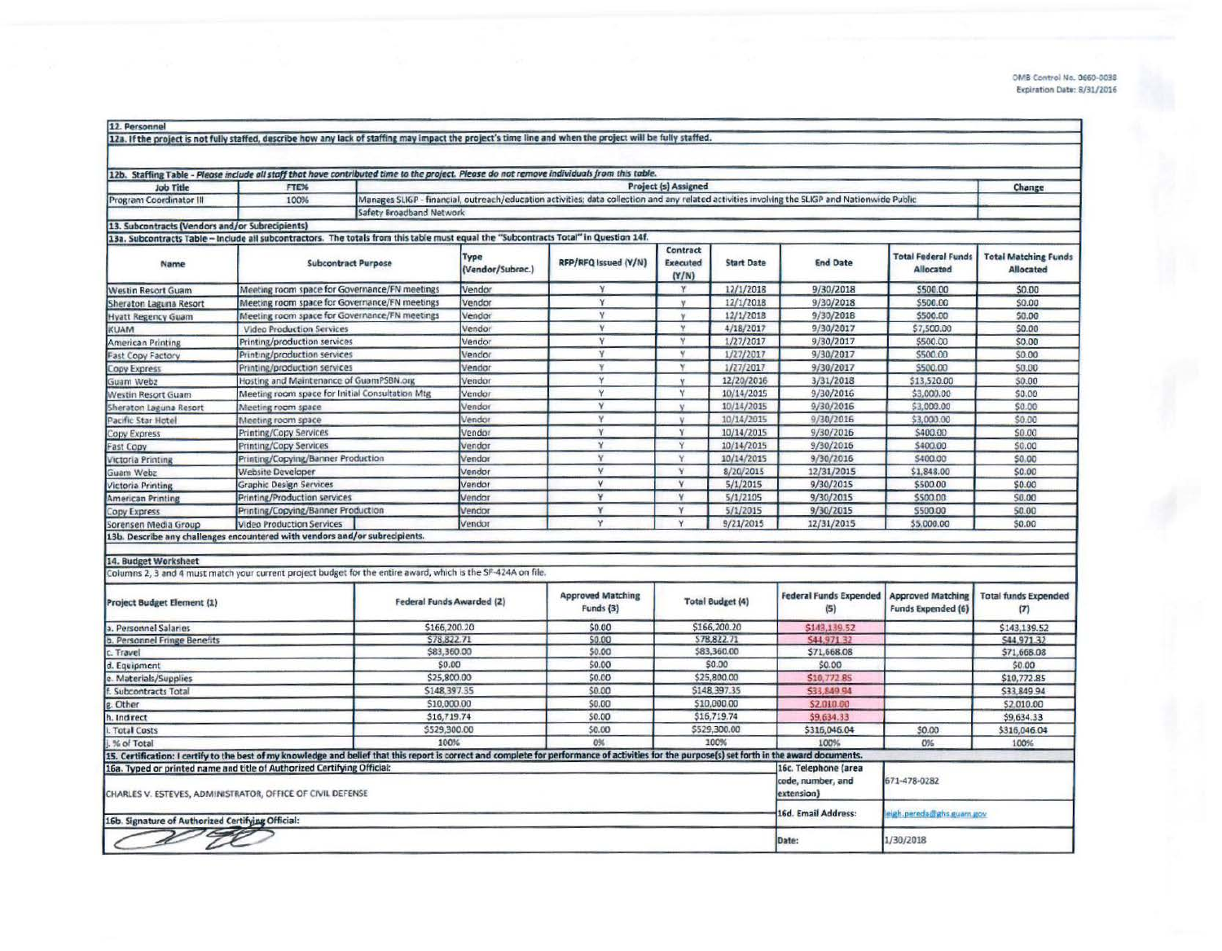OMB Control No. 0660-0038
Expiration Date: 8/31/2016

## 12. Personnel

**12a. If the project is not fully staffed, describe how any lack of staffing may impact the project's time line and when the project will be fully staffed.**

**12b. Staffing Table** - *Please include all staff that have contributed time to the project. Please do not remove individuals from this table.*

| Job Title | FTE% | Project (s) Assigned | Change |
|---|---|---|---|
| Program Coordinator III | 100% | Manages SLIGP - financial, outreach/education activities; data collection and any related activities involving the SLIGP and Nationwide Public Safety Broadband Network | |

## 13. Subcontracts (Vendors and/or Subrecipients)

**13a. Subcontracts Table – Include all subcontractors. The totals from this table must equal the "Subcontracts Total" in Question 14f.**

| Name | Subcontract Purpose | Type (Vendor/Subrec.) | RFP/RFQ Issued (Y/N) | Contract Executed (Y/N) | Start Date | End Date | Total Federal Funds Allocated | Total Matching Funds Allocated |
|---|---|---|---|---|---|---|---|---|
| Westin Resort Guam | Meeting room space for Governance/FN meetings | Vendor | Y | Y | 12/1/2018 | 9/30/2018 | $500.00 | $0.00 |
| Sheraton Laguna Resort | Meeting room space for Governance/FN meetings | Vendor | Y | Y | 12/1/2018 | 9/30/2018 | $500.00 | $0.00 |
| Hyatt Regency Guam | Meeting room space for Governance/FN meetings | Vendor | Y | Y | 12/1/2018 | 9/30/2018 | $500.00 | $0.00 |
| KUAM | Video Production Services | Vendor | Y | Y | 4/18/2017 | 9/30/2017 | $7,500.00 | $0.00 |
| American Printing | Printing/production services | Vendor | Y | Y | 1/27/2017 | 9/30/2017 | $500.00 | $0.00 |
| Fast Copy Factory | Printing/production services | Vendor | Y | Y | 1/27/2017 | 9/30/2017 | $500.00 | $0.00 |
| Copy Express | Printing/production services | Vendor | Y | Y | 1/27/2017 | 9/30/2017 | $500.00 | $0.00 |
| Guam Webz | Hosting and Maintenance of GuamPSBN.org | Vendor | Y | Y | 12/20/2016 | 3/31/2018 | $13,520.00 | $0.00 |
| Westin Resort Guam | Meeting room space for Initial Consultation Mtg | Vendor | Y | Y | 10/14/2015 | 9/30/2016 | $3,000.00 | $0.00 |
| Sheraton Laguna Resort | Meeting room space | Vendor | Y | Y | 10/14/2015 | 9/30/2016 | $3,000.00 | $0.00 |
| Pacific Star Hotel | Meeting room space | Vendor | Y | Y | 10/14/2015 | 9/30/2016 | $3,000.00 | $0.00 |
| Copy Express | Printing/Copy Services | Vendor | Y | Y | 10/14/2015 | 9/30/2016 | $400.00 | $0.00 |
| Fast Copy | Printing/Copy Services | Vendor | Y | Y | 10/14/2015 | 9/30/2016 | $400.00 | $0.00 |
| Victoria Printing | Printing/Copying/Banner Production | Vendor | Y | Y | 10/14/2015 | 9/30/2016 | $400.00 | $0.00 |
| Guam Webz | Website Developer | Vendor | Y | Y | 8/20/2015 | 12/31/2015 | $1,848.00 | $0.00 |
| Victoria Printing | Graphic Design Services | Vendor | Y | Y | 5/1/2015 | 9/30/2015 | $500.00 | $0.00 |
| American Printing | Printing/Production services | Vendor | Y | Y | 5/1/2105 | 9/30/2015 | $500.00 | $0.00 |
| Copy Express | Printing/Copying/Banner Production | Vendor | Y | Y | 5/1/2015 | 9/30/2015 | $500.00 | $0.00 |
| Sorensen Media Group | Video Production Services | Vendor | Y | Y | 9/21/2015 | 12/31/2015 | $5,000.00 | $0.00 |

**13b. Describe any challenges encountered with vendors and/or subrecipients.**

## 14. Budget Worksheet

Columns 2, 3 and 4 must match your current project budget for the entire award, which is the SF-424A on file.

| Project Budget Element (1) | Federal Funds Awarded (2) | Approved Matching Funds (3) | Total Budget (4) | Federal Funds Expended (5) | Approved Matching Funds Expended (6) | Total funds Expended (7) |
|---|---|---|---|---|---|---|
| a. Personnel Salaries | $166,200.20 | $0.00 | $166,200.20 | $143,139.52 | | $143,139.52 |
| b. Personnel Fringe Benefits | $78,822.71 | $0.00 | $78,822.71 | $44,971.32 | | $44,971.32 |
| c. Travel | $83,360.00 | $0.00 | $83,360.00 | $71,668.08 | | $71,668.08 |
| d. Equipment | $0.00 | $0.00 | $0.00 | $0.00 | | $0.00 |
| e. Materials/Supplies | $25,800.00 | $0.00 | $25,800.00 | $10,772.85 | | $10,772.85 |
| f. Subcontracts Total | $148,397.35 | $0.00 | $148,397.35 | $33,849.94 | | $33,849.94 |
| g. Other | $10,000.00 | $0.00 | $10,000.00 | $2,010.00 | | $2,010.00 |
| h. Indirect | $16,719.74 | $0.00 | $16,719.74 | $9,634.33 | | $9,634.33 |
| i. Total Costs | $529,300.00 | $0.00 | $529,300.00 | $316,046.04 | $0.00 | $316,046.04 |
| j. % of Total | 100% | 0% | 100% | 100% | 0% | 100% |

**15. Certification:** I certify to the best of my knowledge and belief that this report is correct and complete for performance of activities for the purpose(s) set forth in the award documents.

| | | |
|---|---|---|
| **16a. Typed or printed name and title of Authorized Certifying Official:** CHARLES V. ESTEVES, ADMINISTRATOR, OFFICE OF CIVIL DEFENSE | 16c. Telephone (area code, number, and extension) | 671-478-0282 |
| | 16d. Email Address: | leigh.pereda@ghs.guam.gov |
| **16b. Signature of Authorized Certifying Official:** | Date: | 1/30/2018 |